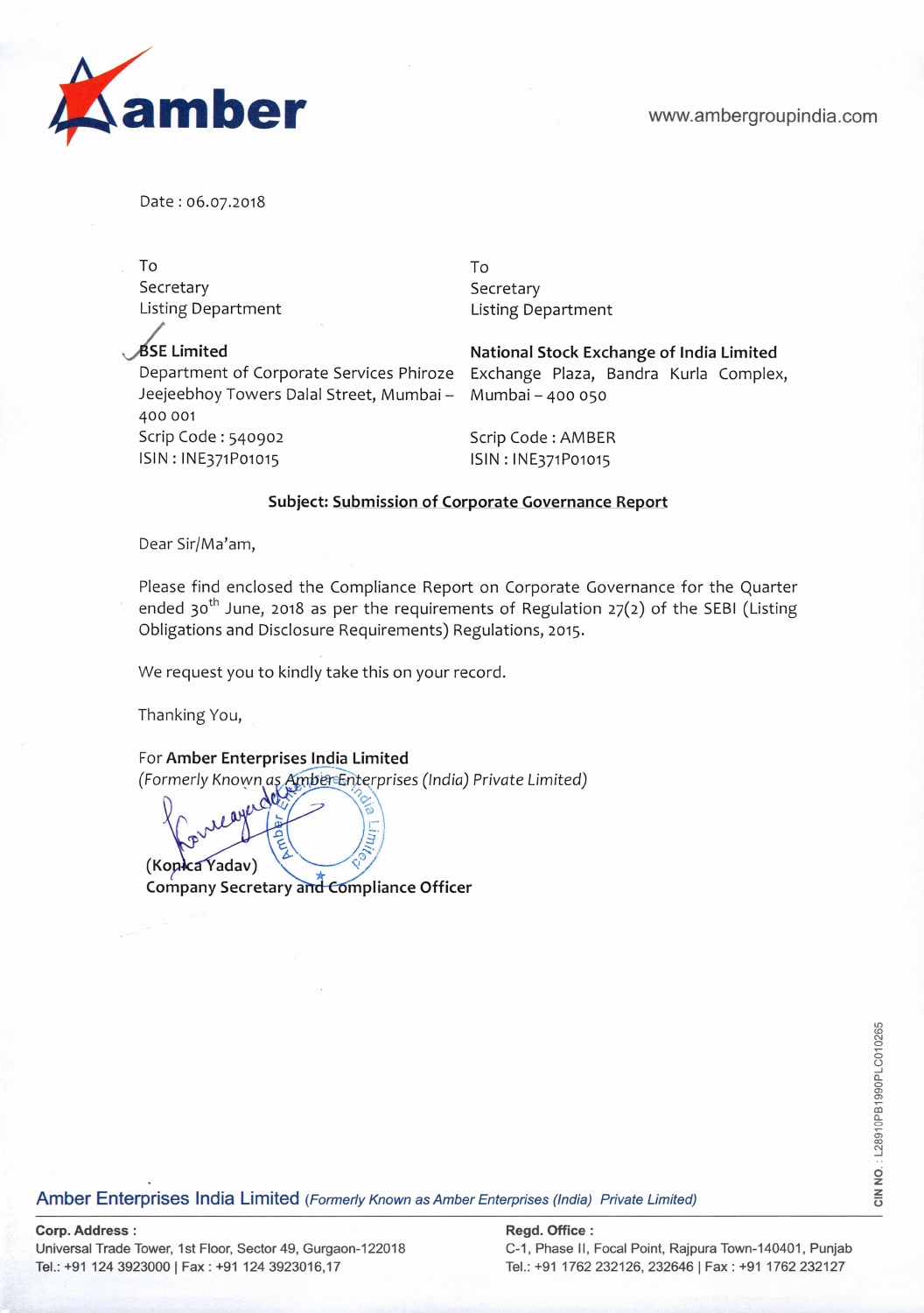amber

www.ambergroupindia.com

Date : 06.07.2018

| To | To |
|---|---|
| Secretary | Secretary |
| Listing Department | Listing Department |
| **BSE Limited** | **National Stock Exchange of India Limited** |
| Department of Corporate Services Phiroze Jeejeebhoy Towers Dalal Street, Mumbai – 400 001 | Exchange Plaza, Bandra Kurla Complex, Mumbai – 400 050 |
| Scrip Code : 540902 | Scrip Code : AMBER |
| ISIN : INE371P01015 | ISIN : INE371P01015 |

**Subject: Submission of Corporate Governance Report**

Dear Sir/Ma'am,

Please find enclosed the Compliance Report on Corporate Governance for the Quarter ended 30th June, 2018 as per the requirements of Regulation 27(2) of the SEBI (Listing Obligations and Disclosure Requirements) Regulations, 2015.

We request you to kindly take this on your record.

Thanking You,

For **Amber Enterprises India Limited**
*(Formerly Known as Amber Enterprises (India) Private Limited)*

**(Konica Yadav)**
**Company Secretary and Compliance Officer**

Amber Enterprises India Limited *(Formerly Known as Amber Enterprises (India) Private Limited)*

CIN NO. : L28910PB1990PLC010265

**Corp. Address :**
Universal Trade Tower, 1st Floor, Sector 49, Gurgaon-122018
Tel.: +91 124 3923000 | Fax : +91 124 3923016,17

**Regd. Office :**
C-1, Phase II, Focal Point, Rajpura Town-140401, Punjab
Tel.: +91 1762 232126, 232646 | Fax : +91 1762 232127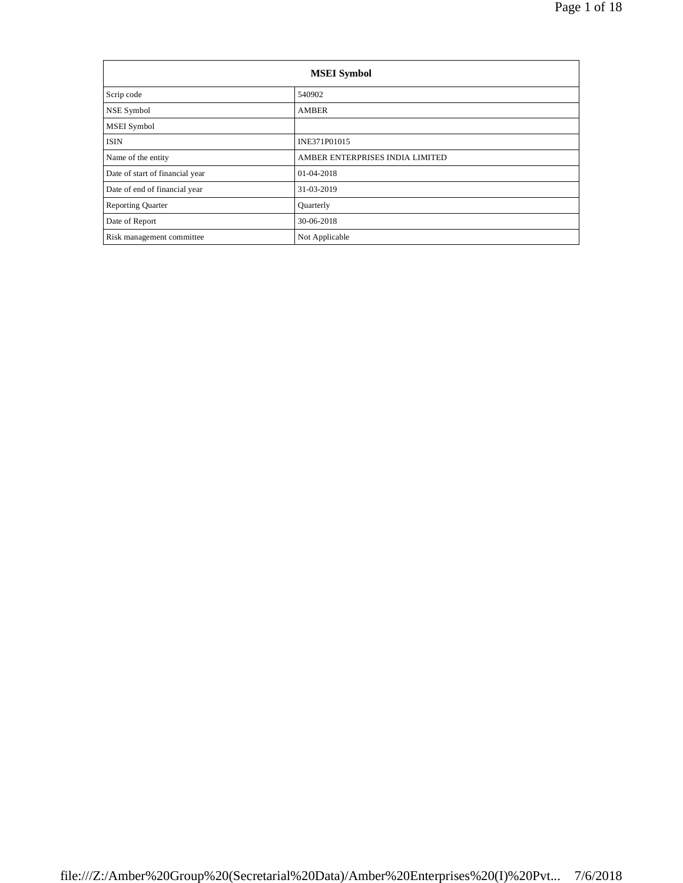| MSEI Symbol | |
|---|---|
| Scrip code | 540902 |
| NSE Symbol | AMBER |
| MSEI Symbol | |
| ISIN | INE371P01015 |
| Name of the entity | AMBER ENTERPRISES INDIA LIMITED |
| Date of start of financial year | 01-04-2018 |
| Date of end of financial year | 31-03-2019 |
| Reporting Quarter | Quarterly |
| Date of Report | 30-06-2018 |
| Risk management committee | Not Applicable |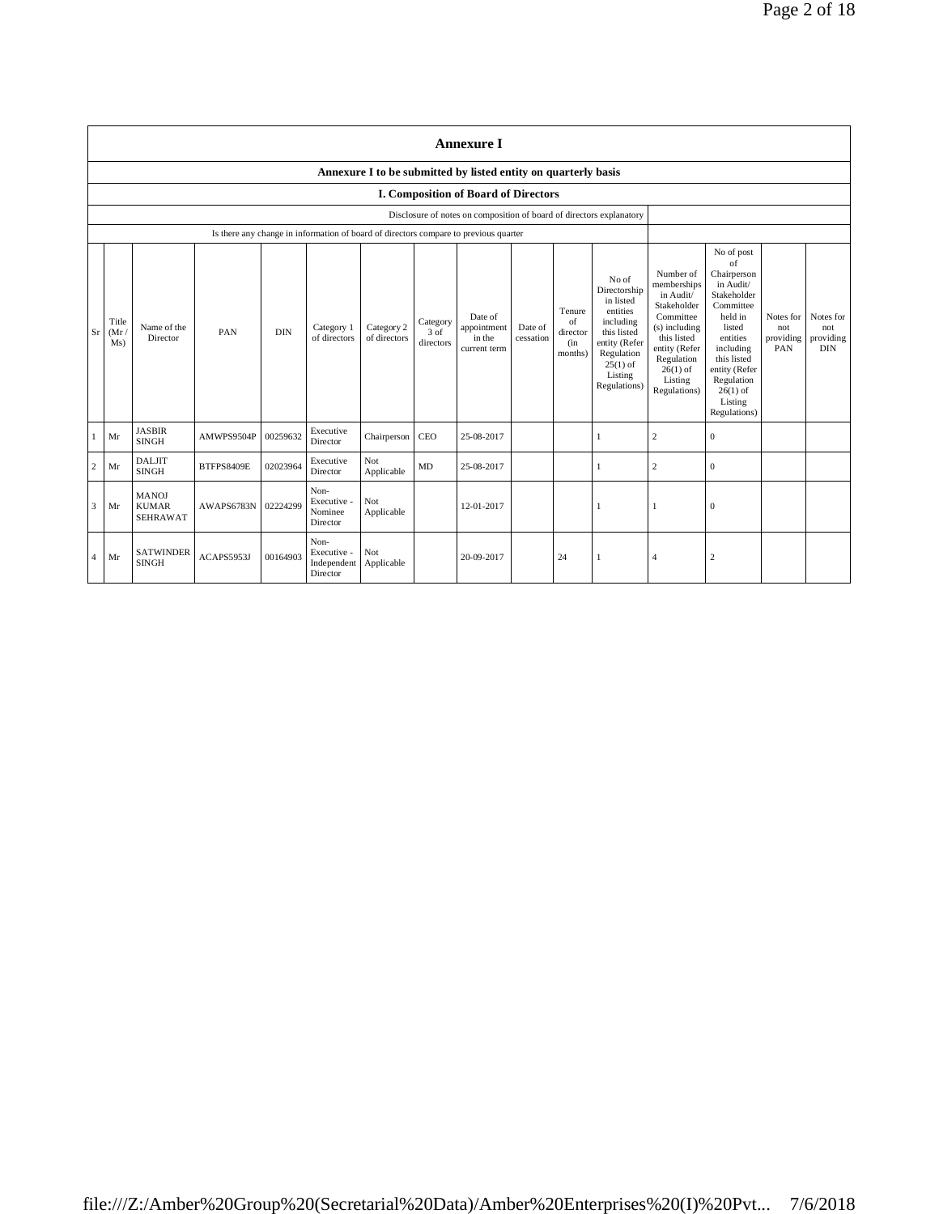# Annexure I

## Annexure I to be submitted by listed entity on quarterly basis

### I. Composition of Board of Directors

| Disclosure of notes on composition of board of directors explanatory | |
|---|---|
| Is there any change in information of board of directors compare to previous quarter | |

| Sr | Title (Mr / Ms) | Name of the Director | PAN | DIN | Category 1 of directors | Category 2 of directors | Category 3 of directors | Date of appointment in the current term | Date of cessation | Tenure of director (in months) | No of Directorship in listed entities including this listed entity (Refer Regulation 25(1) of Listing Regulations) | Number of memberships in Audit/ Stakeholder Committee (s) including this listed entity (Refer Regulation 26(1) of Listing Regulations) | No of post of Chairperson in Audit/ Stakeholder Committee held in listed entities including this listed entity (Refer Regulation 26(1) of Listing Regulations) | Notes for not providing PAN | Notes for not providing DIN |
|---|---|---|---|---|---|---|---|---|---|---|---|---|---|---|---|
| 1 | Mr | JASBIR SINGH | AMWPS9504P | 00259632 | Executive Director | Chairperson | CEO | 25-08-2017 | | | 1 | 2 | 0 | | |
| 2 | Mr | DALJIT SINGH | BTFPS8409E | 02023964 | Executive Director | Not Applicable | MD | 25-08-2017 | | | 1 | 2 | 0 | | |
| 3 | Mr | MANOJ KUMAR SEHRAWAT | AWAPS6783N | 02224299 | Non-Executive - Nominee Director | Not Applicable | | 12-01-2017 | | | 1 | 1 | 0 | | |
| 4 | Mr | SATWINDER SINGH | ACAPS5953J | 00164903 | Non-Executive - Independent Director | Not Applicable | | 20-09-2017 | | 24 | 1 | 4 | 2 | | |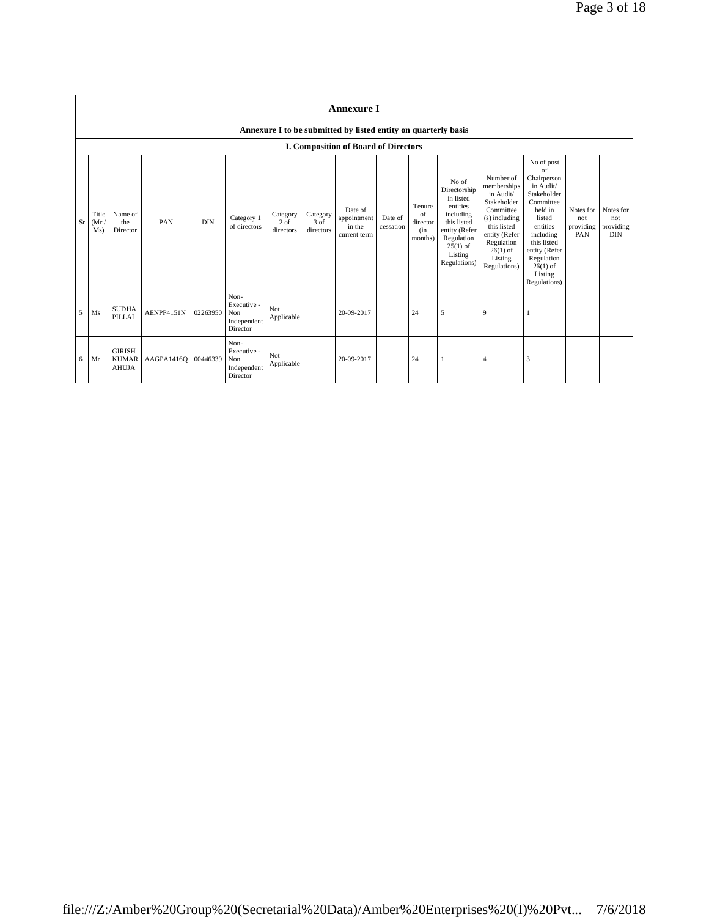# Annexure I

## Annexure I to be submitted by listed entity on quarterly basis

### I. Composition of Board of Directors

| Sr | Title (Mr / Ms) | Name of the Director | PAN | DIN | Category 1 of directors | Category 2 of directors | Category 3 of directors | Date of appointment in the current term | Date of cessation | Tenure of director (in months) | No of Directorship in listed entities including this listed entity (Refer Regulation 25(1) of Listing Regulations) | Number of memberships in Audit/ Stakeholder Committee (s) including this listed entity (Refer Regulation 26(1) of Listing Regulations) | No of post of Chairperson in Audit/ Stakeholder Committee held in listed entities including this listed entity (Refer Regulation 26(1) of Listing Regulations) | Notes for not providing PAN | Notes for not providing DIN |
|---|---|---|---|---|---|---|---|---|---|---|---|---|---|---|---|
| 5 | Ms | SUDHA PILLAI | AENPP4151N | 02263950 | Non-Executive - Non Independent Director | Not Applicable | | 20-09-2017 | | 24 | 5 | 9 | 1 | | |
| 6 | Mr | GIRISH KUMAR AHUJA | AAGPA1416Q | 00446339 | Non-Executive - Non Independent Director | Not Applicable | | 20-09-2017 | | 24 | 1 | 4 | 3 | | |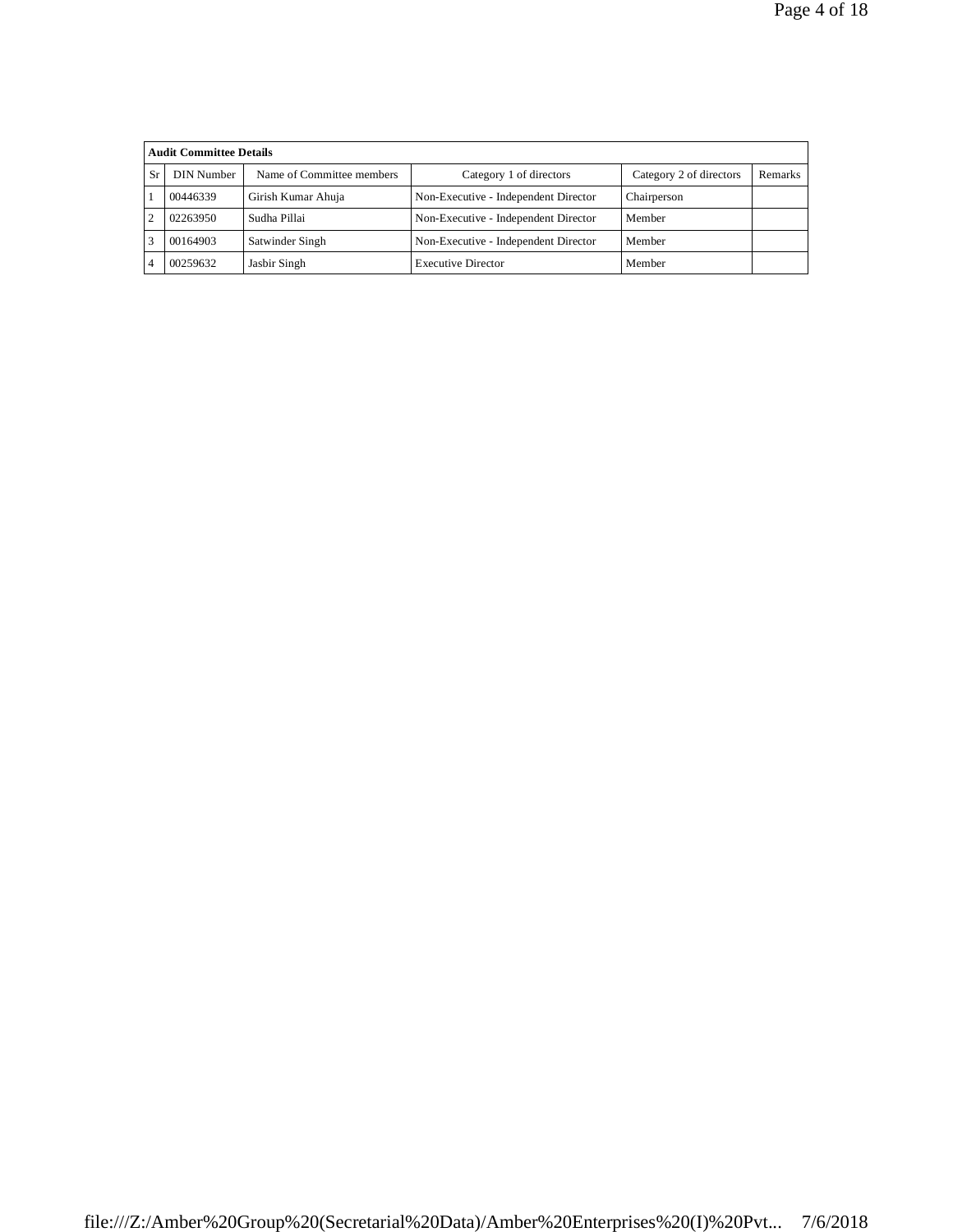| Audit Committee Details | | | | | |
|---|---|---|---|---|---|
| Sr | DIN Number | Name of Committee members | Category 1 of directors | Category 2 of directors | Remarks |
| 1 | 00446339 | Girish Kumar Ahuja | Non-Executive - Independent Director | Chairperson | |
| 2 | 02263950 | Sudha Pillai | Non-Executive - Independent Director | Member | |
| 3 | 00164903 | Satwinder Singh | Non-Executive - Independent Director | Member | |
| 4 | 00259632 | Jasbir Singh | Executive Director | Member | |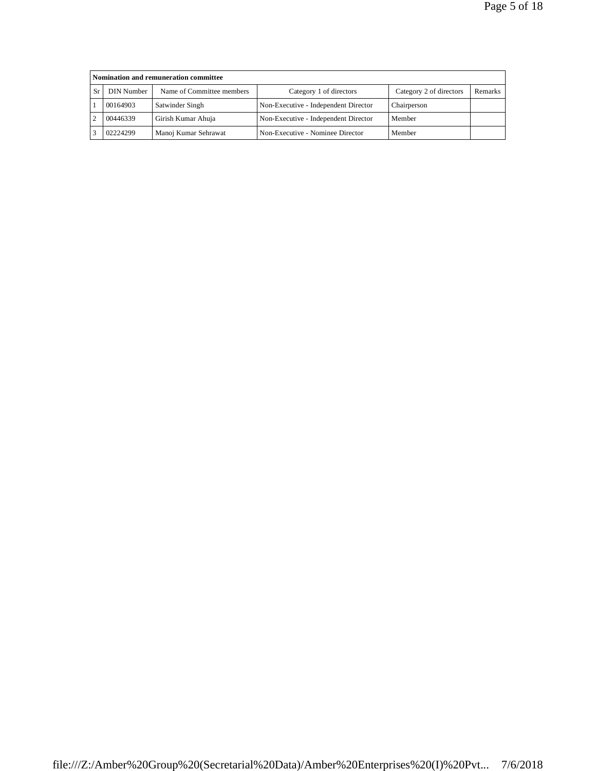| Nomination and remuneration committee | | | | | |
|---|---|---|---|---|---|
| Sr | DIN Number | Name of Committee members | Category 1 of directors | Category 2 of directors | Remarks |
| 1 | 00164903 | Satwinder Singh | Non-Executive - Independent Director | Chairperson | |
| 2 | 00446339 | Girish Kumar Ahuja | Non-Executive - Independent Director | Member | |
| 3 | 02224299 | Manoj Kumar Sehrawat | Non-Executive - Nominee Director | Member | |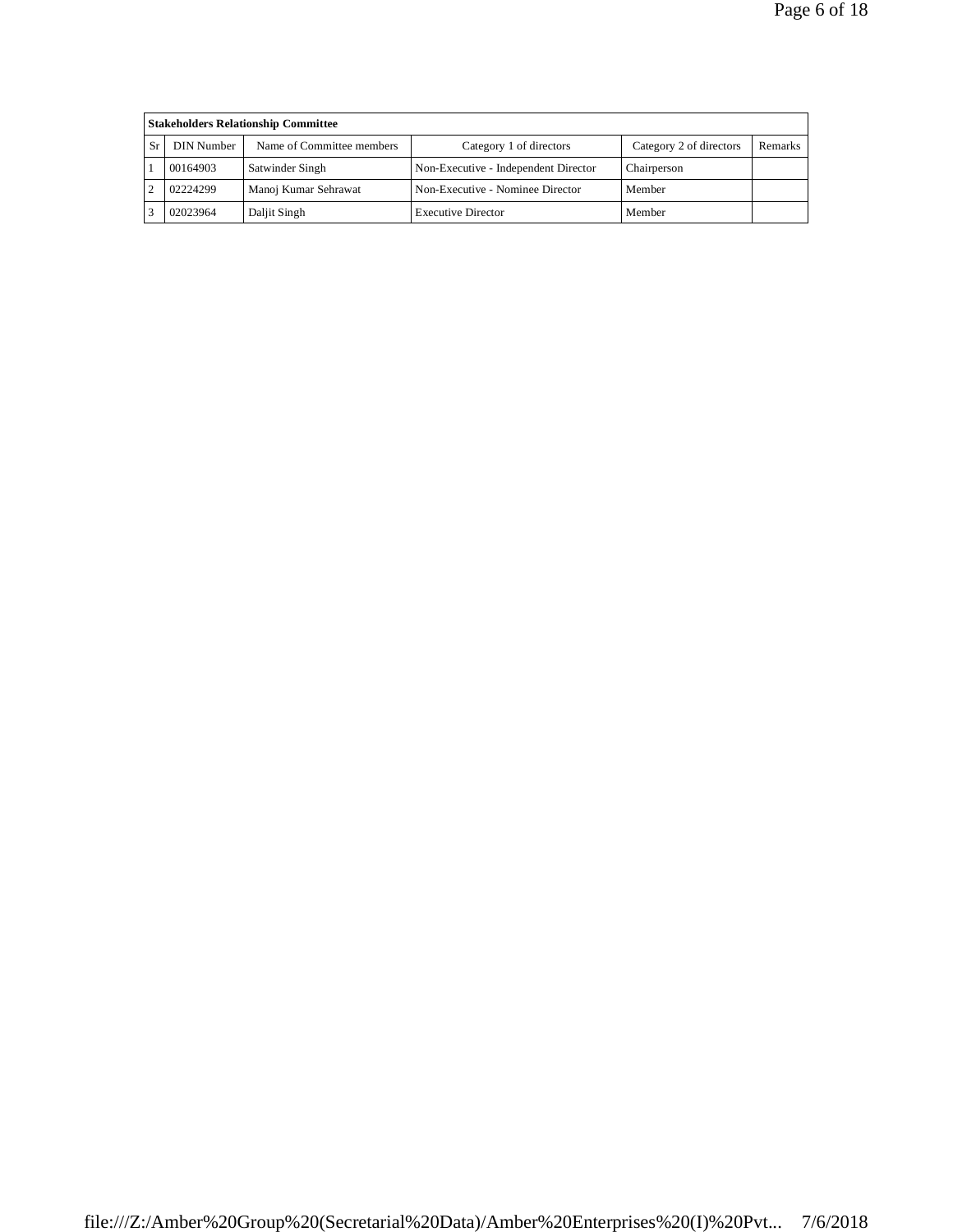| Stakeholders Relationship Committee | | | | | |
|---|---|---|---|---|---|
| Sr | DIN Number | Name of Committee members | Category 1 of directors | Category 2 of directors | Remarks |
| 1 | 00164903 | Satwinder Singh | Non-Executive - Independent Director | Chairperson | |
| 2 | 02224299 | Manoj Kumar Sehrawat | Non-Executive - Nominee Director | Member | |
| 3 | 02023964 | Daljit Singh | Executive Director | Member | |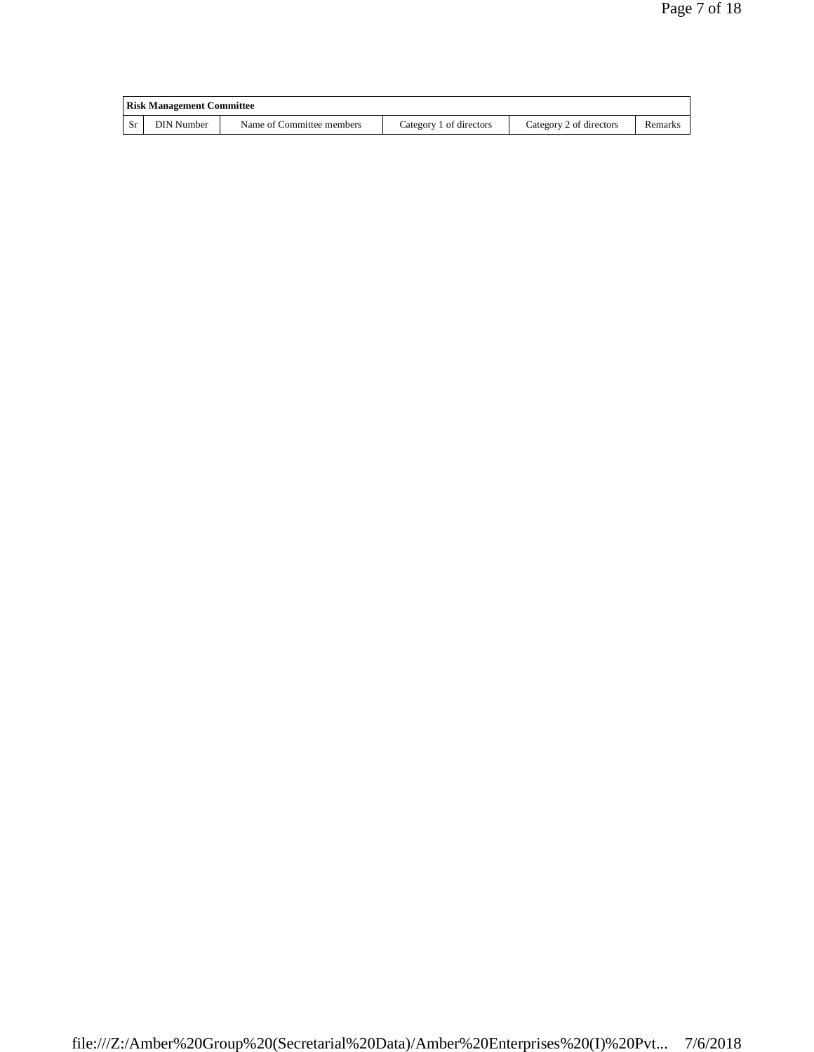| Risk Management Committee | | | | | |
|---|---|---|---|---|---|
| Sr | DIN Number | Name of Committee members | Category 1 of directors | Category 2 of directors | Remarks |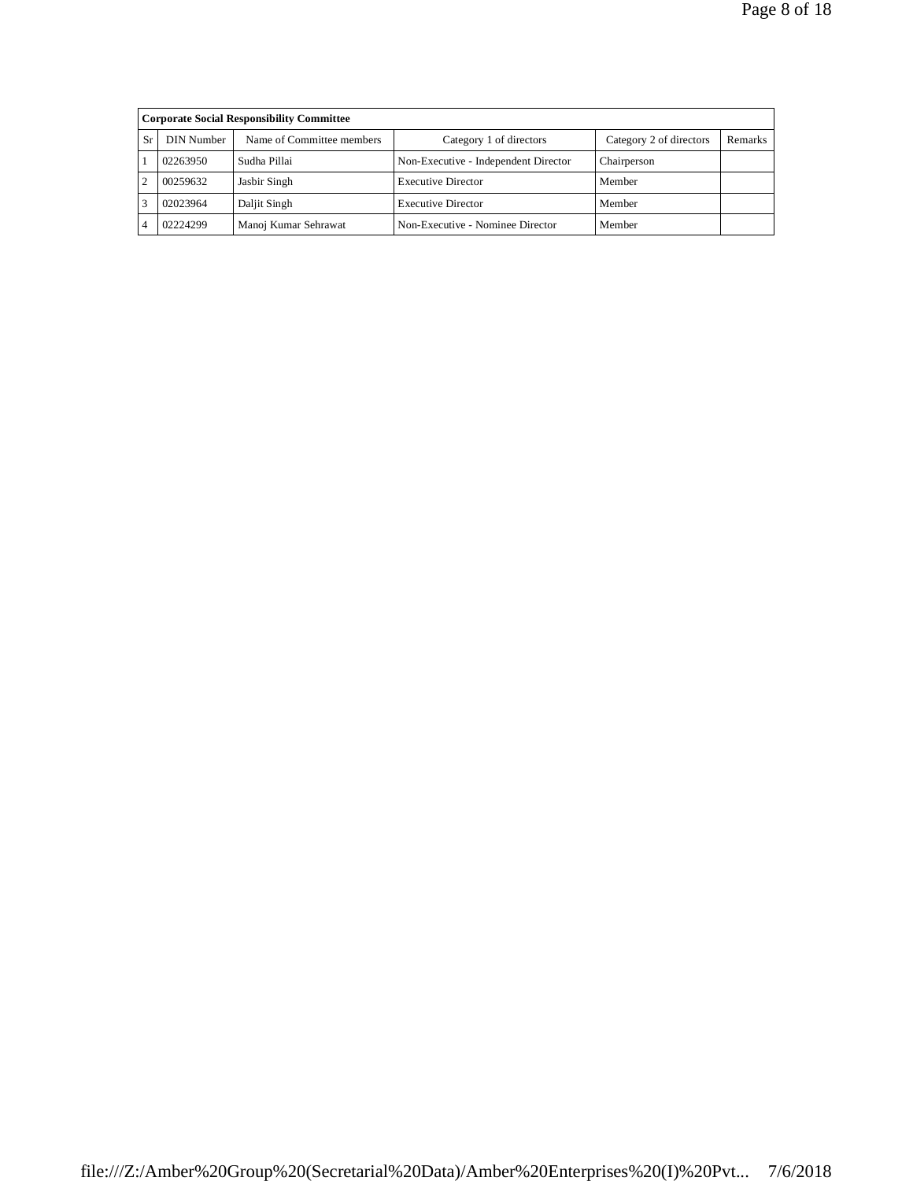| Corporate Social Responsibility Committee | | | | | |
|---|---|---|---|---|---|
| Sr | DIN Number | Name of Committee members | Category 1 of directors | Category 2 of directors | Remarks |
| 1 | 02263950 | Sudha Pillai | Non-Executive - Independent Director | Chairperson | |
| 2 | 00259632 | Jasbir Singh | Executive Director | Member | |
| 3 | 02023964 | Daljit Singh | Executive Director | Member | |
| 4 | 02224299 | Manoj Kumar Sehrawat | Non-Executive - Nominee Director | Member | |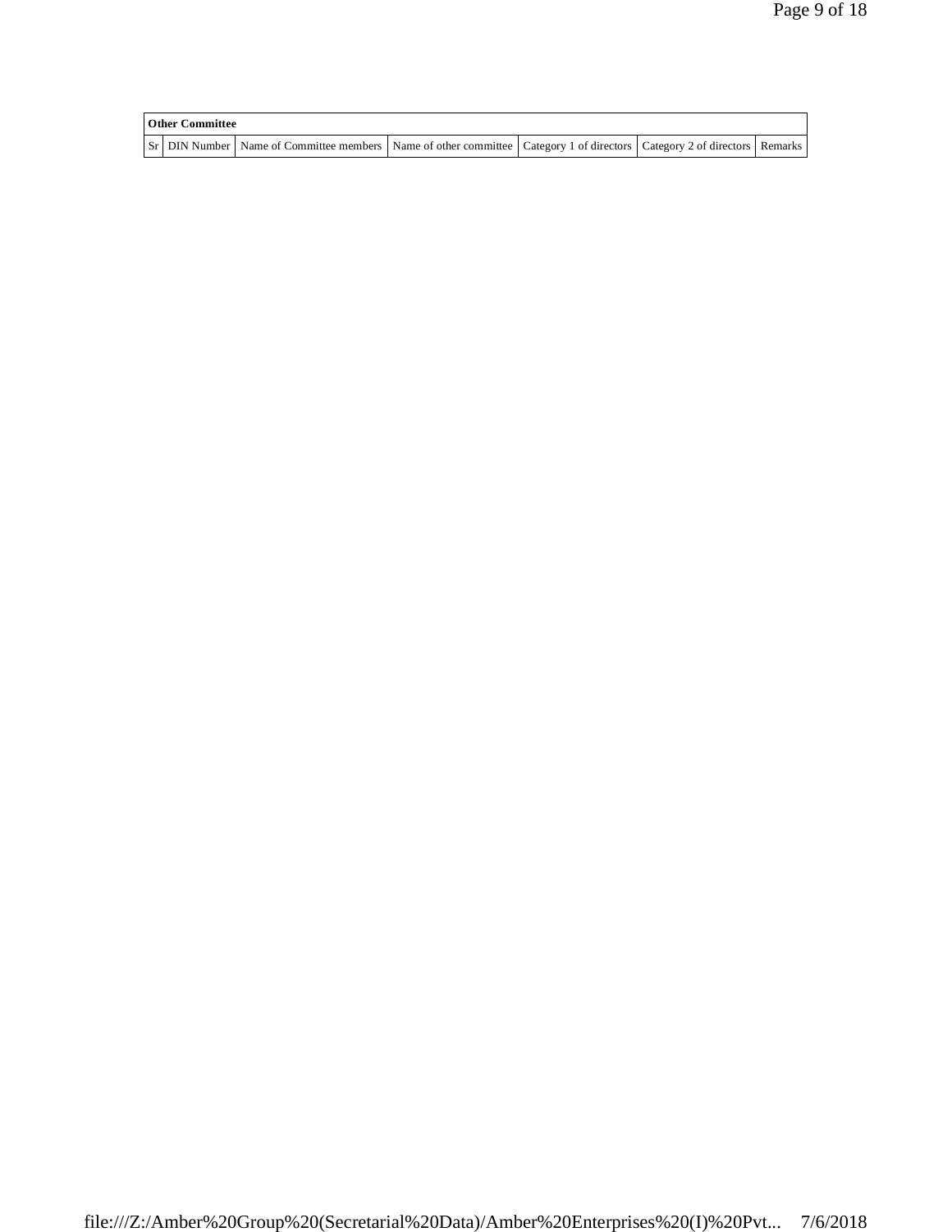| Other Committee | | | | | | |
|---|---|---|---|---|---|---|
| Sr | DIN Number | Name of Committee members | Name of other committee | Category 1 of directors | Category 2 of directors | Remarks |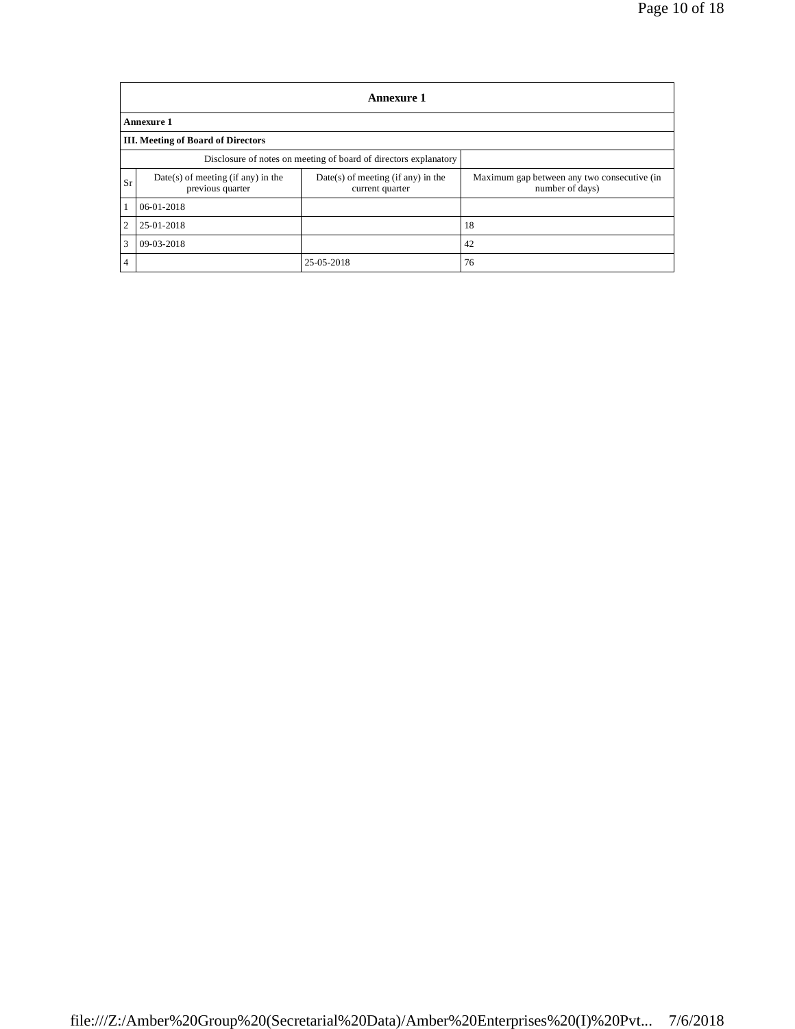## Annexure 1

**Annexure 1**

**III. Meeting of Board of Directors**

| Disclosure of notes on meeting of board of directors explanatory | | | |
|---|---|---|---|
| Sr | Date(s) of meeting (if any) in the previous quarter | Date(s) of meeting (if any) in the current quarter | Maximum gap between any two consecutive (in number of days) |
| 1 | 06-01-2018 | | |
| 2 | 25-01-2018 | | 18 |
| 3 | 09-03-2018 | | 42 |
| 4 | | 25-05-2018 | 76 |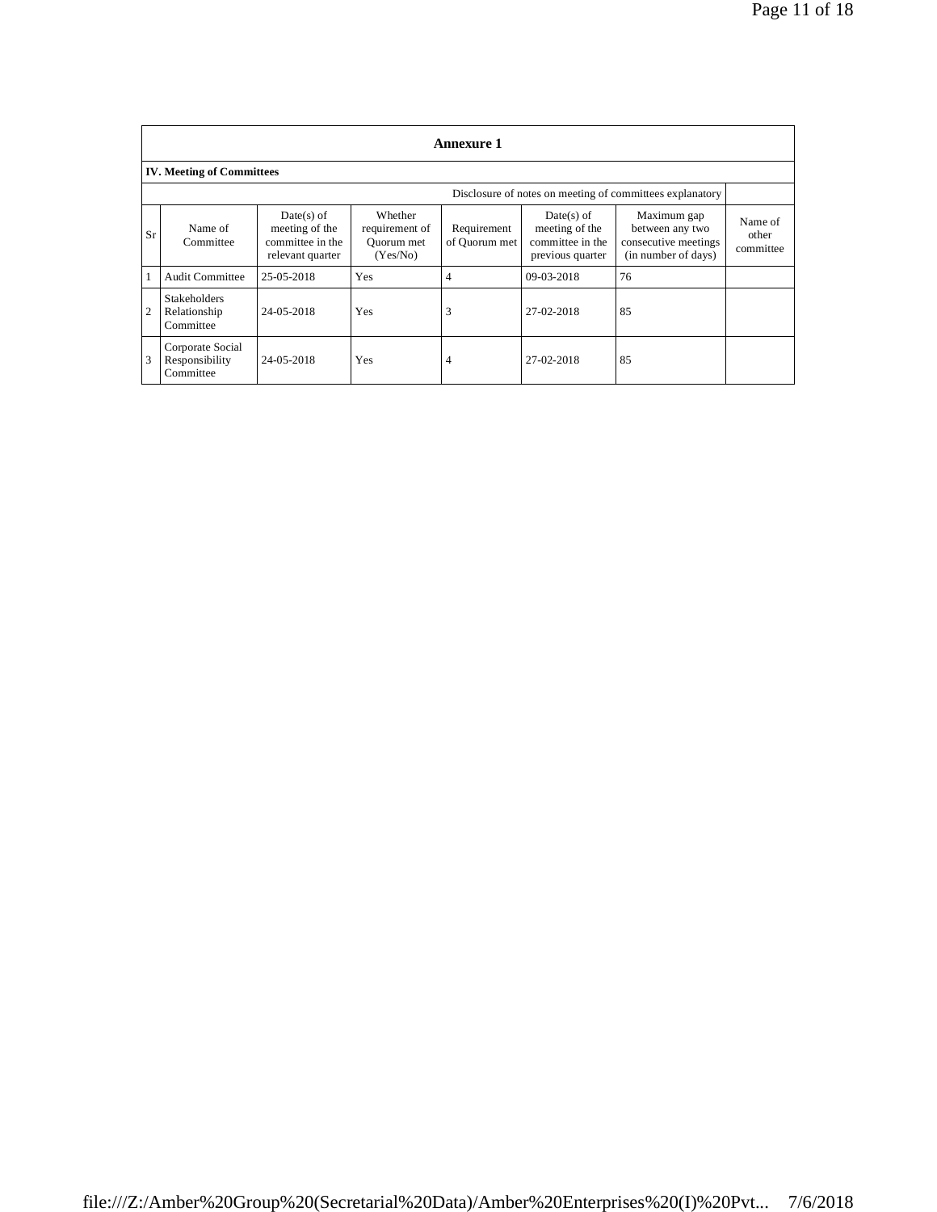## Annexure 1

### IV. Meeting of Committees

Disclosure of notes on meeting of committees explanatory

| Sr | Name of Committee | Date(s) of meeting of the committee in the relevant quarter | Whether requirement of Quorum met (Yes/No) | Requirement of Quorum met | Date(s) of meeting of the committee in the previous quarter | Maximum gap between any two consecutive meetings (in number of days) | Name of other committee |
|---|---|---|---|---|---|---|---|
| 1 | Audit Committee | 25-05-2018 | Yes | 4 | 09-03-2018 | 76 | |
| 2 | Stakeholders Relationship Committee | 24-05-2018 | Yes | 3 | 27-02-2018 | 85 | |
| 3 | Corporate Social Responsibility Committee | 24-05-2018 | Yes | 4 | 27-02-2018 | 85 | |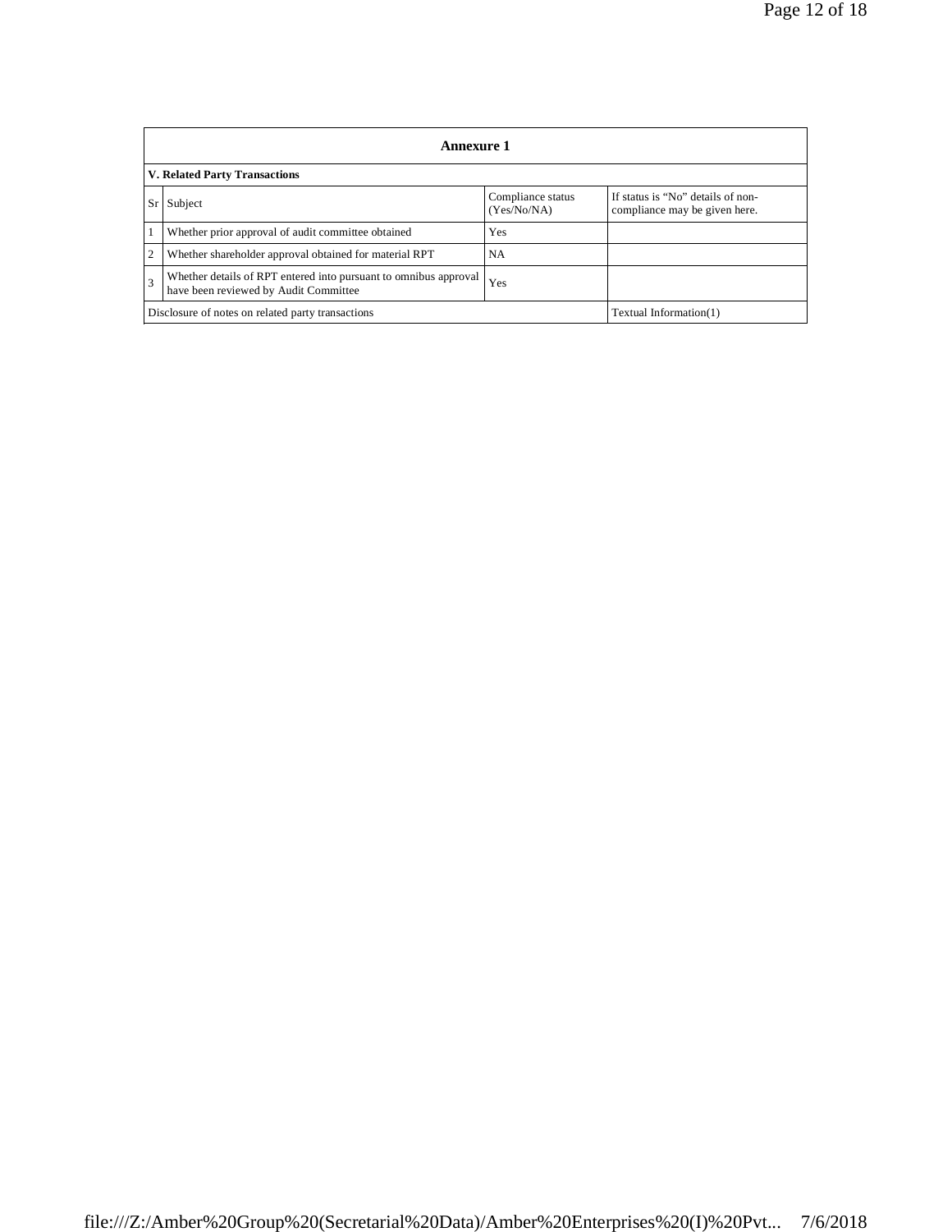| Annexure 1 | | | |
|---|---|---|---|
| **V. Related Party Transactions** | | | |
| Sr | Subject | Compliance status (Yes/No/NA) | If status is "No" details of non-compliance may be given here. |
| 1 | Whether prior approval of audit committee obtained | Yes | |
| 2 | Whether shareholder approval obtained for material RPT | NA | |
| 3 | Whether details of RPT entered into pursuant to omnibus approval have been reviewed by Audit Committee | Yes | |
| Disclosure of notes on related party transactions | | | Textual Information(1) |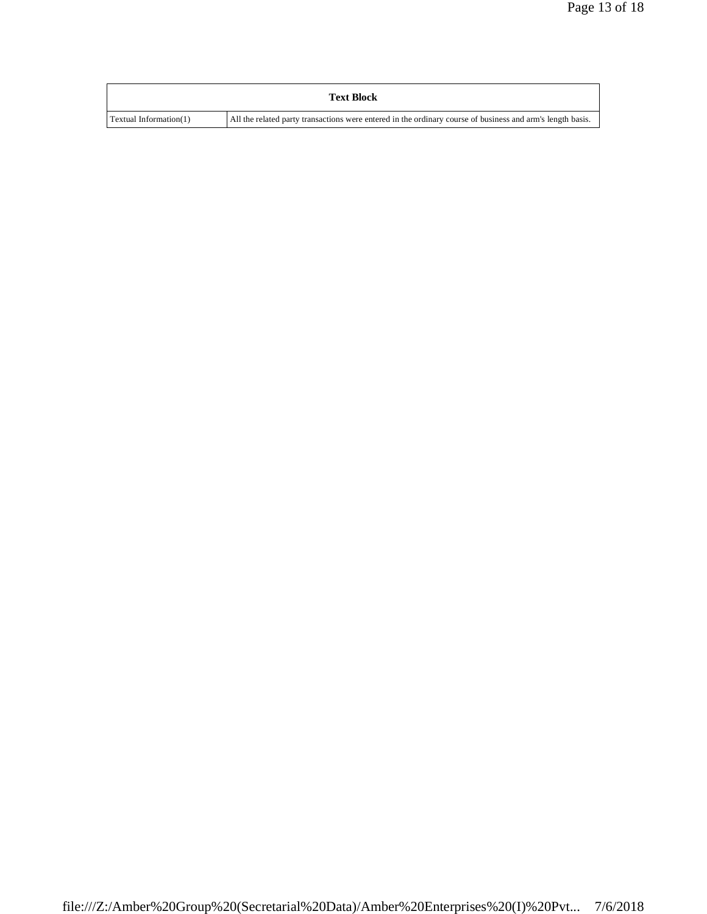| Text Block | |
|---|---|
| Textual Information(1) | All the related party transactions were entered in the ordinary course of business and arm's length basis. |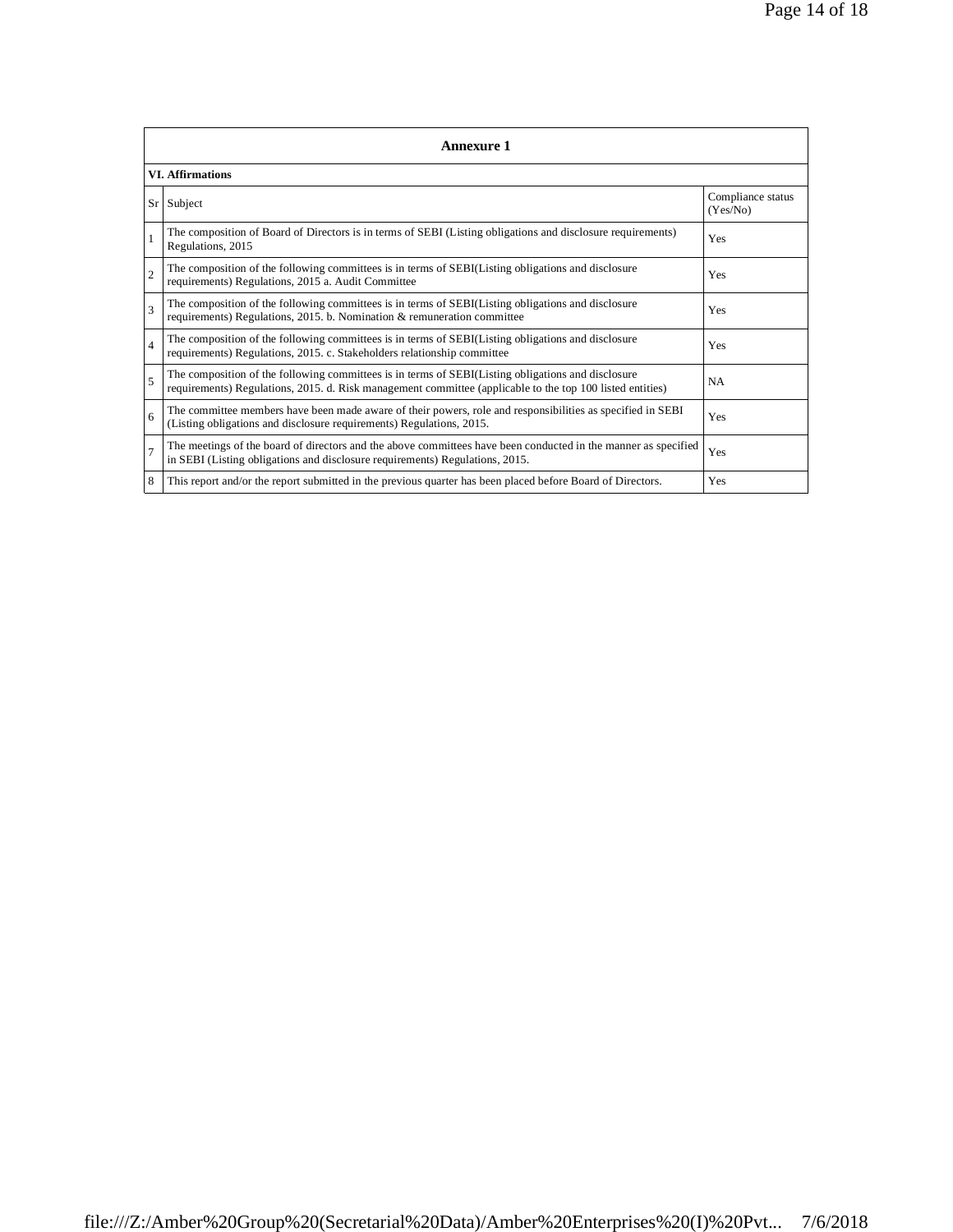| Annexure 1 | | |
|---|---|---|
| **VI. Affirmations** | | |
| Sr | Subject | Compliance status (Yes/No) |
| 1 | The composition of Board of Directors is in terms of SEBI (Listing obligations and disclosure requirements) Regulations, 2015 | Yes |
| 2 | The composition of the following committees is in terms of SEBI(Listing obligations and disclosure requirements) Regulations, 2015 a. Audit Committee | Yes |
| 3 | The composition of the following committees is in terms of SEBI(Listing obligations and disclosure requirements) Regulations, 2015. b. Nomination & remuneration committee | Yes |
| 4 | The composition of the following committees is in terms of SEBI(Listing obligations and disclosure requirements) Regulations, 2015. c. Stakeholders relationship committee | Yes |
| 5 | The composition of the following committees is in terms of SEBI(Listing obligations and disclosure requirements) Regulations, 2015. d. Risk management committee (applicable to the top 100 listed entities) | NA |
| 6 | The committee members have been made aware of their powers, role and responsibilities as specified in SEBI (Listing obligations and disclosure requirements) Regulations, 2015. | Yes |
| 7 | The meetings of the board of directors and the above committees have been conducted in the manner as specified in SEBI (Listing obligations and disclosure requirements) Regulations, 2015. | Yes |
| 8 | This report and/or the report submitted in the previous quarter has been placed before Board of Directors. | Yes |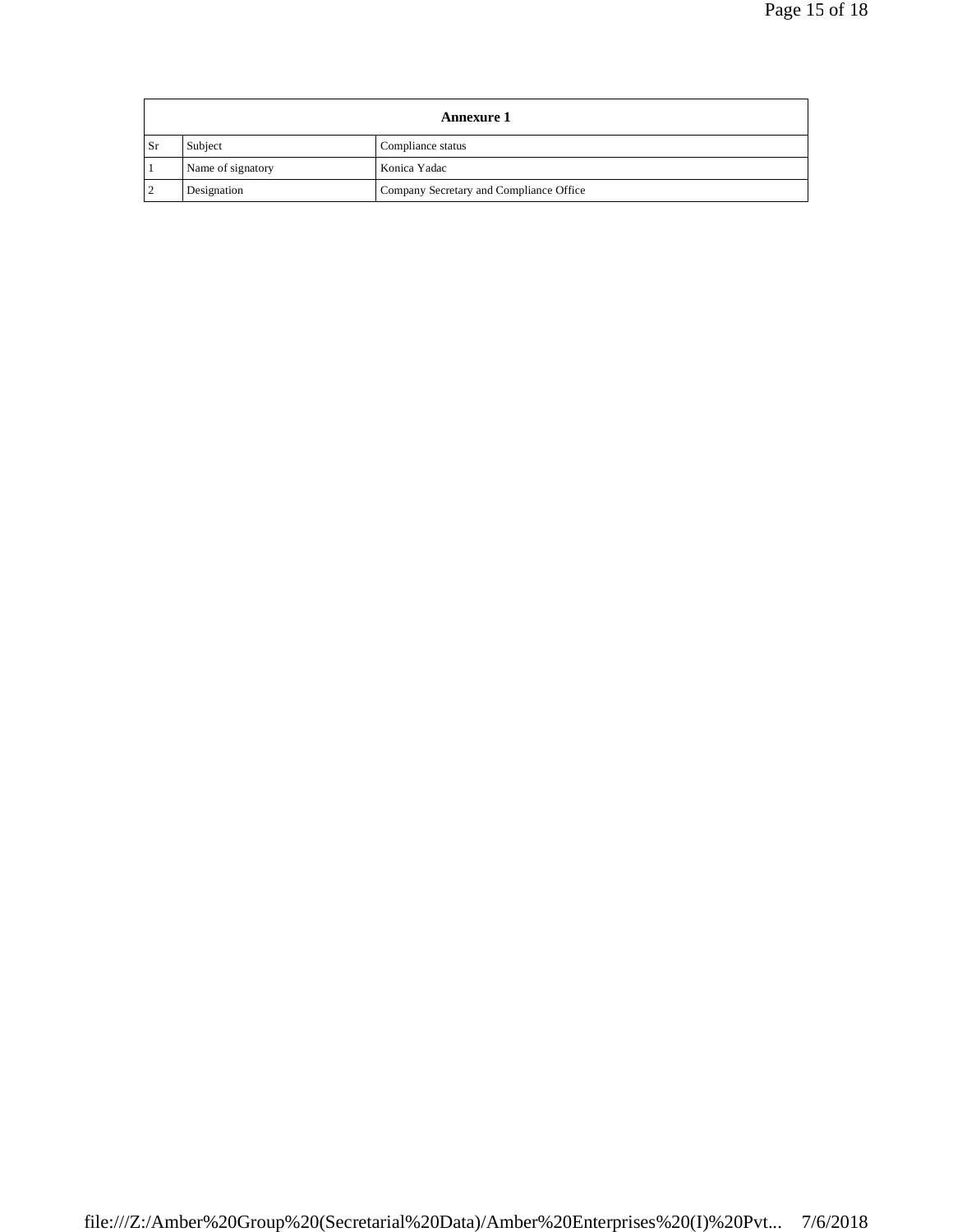| Annexure 1 | | |
|---|---|---|
| Sr | Subject | Compliance status |
| 1 | Name of signatory | Konica Yadac |
| 2 | Designation | Company Secretary and Compliance Office |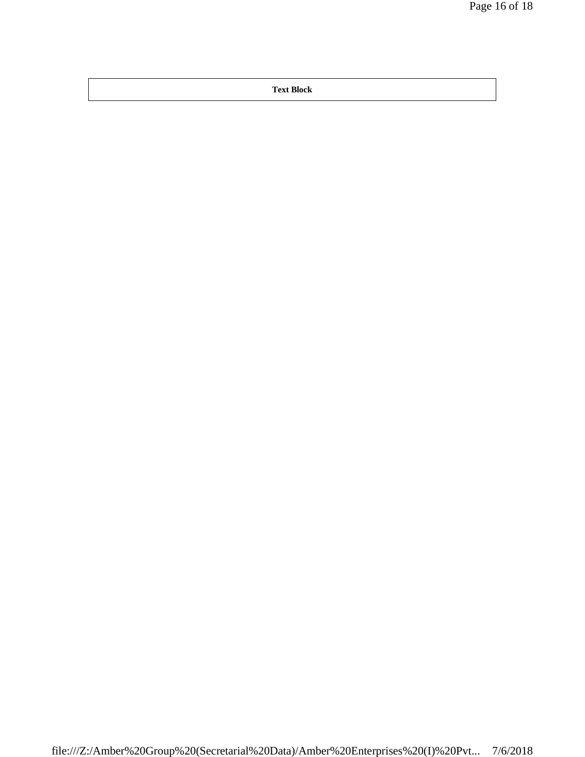| Text Block |
| --- |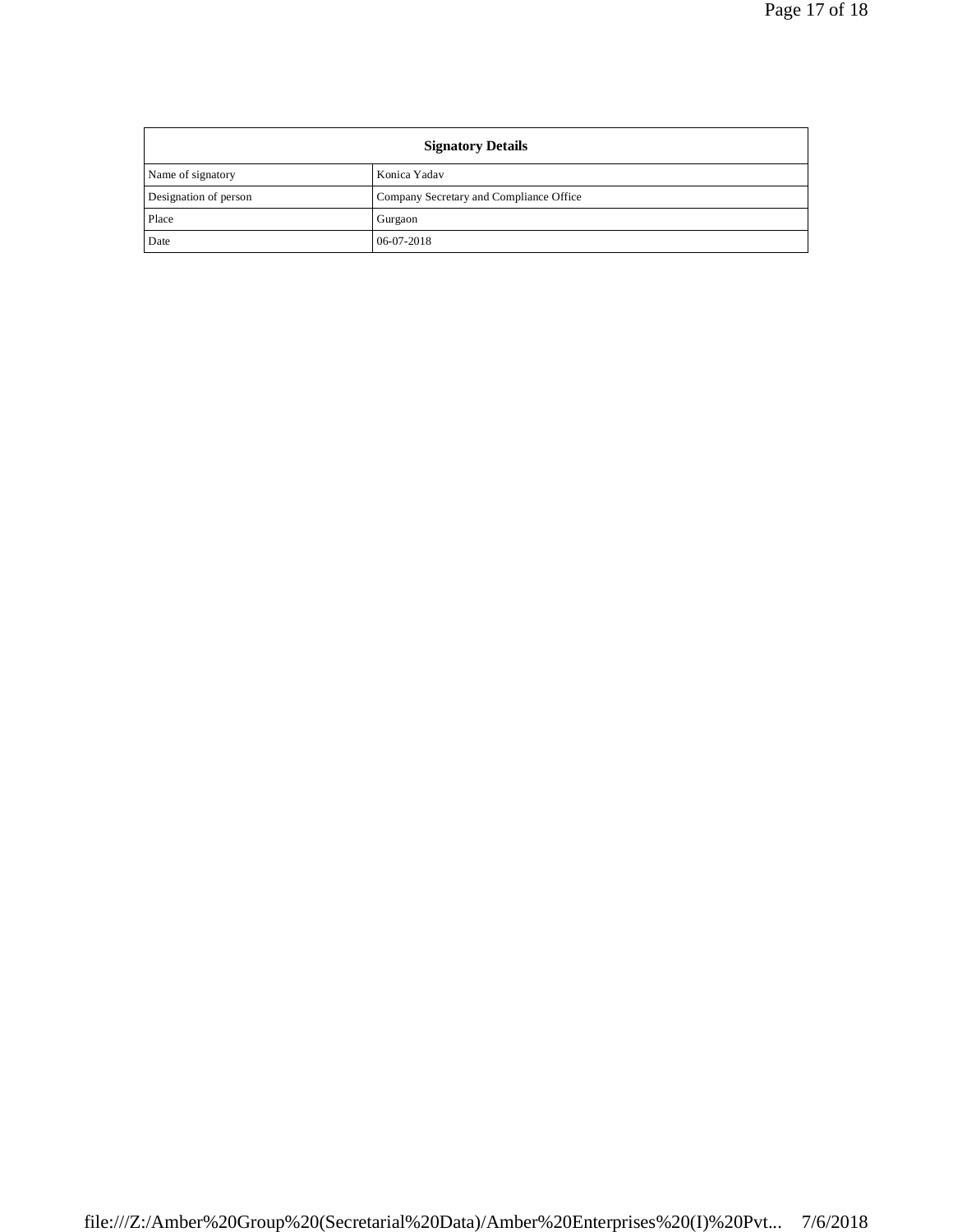| Signatory Details | |
|---|---|
| Name of signatory | Konica Yadav |
| Designation of person | Company Secretary and Compliance Office |
| Place | Gurgaon |
| Date | 06-07-2018 |